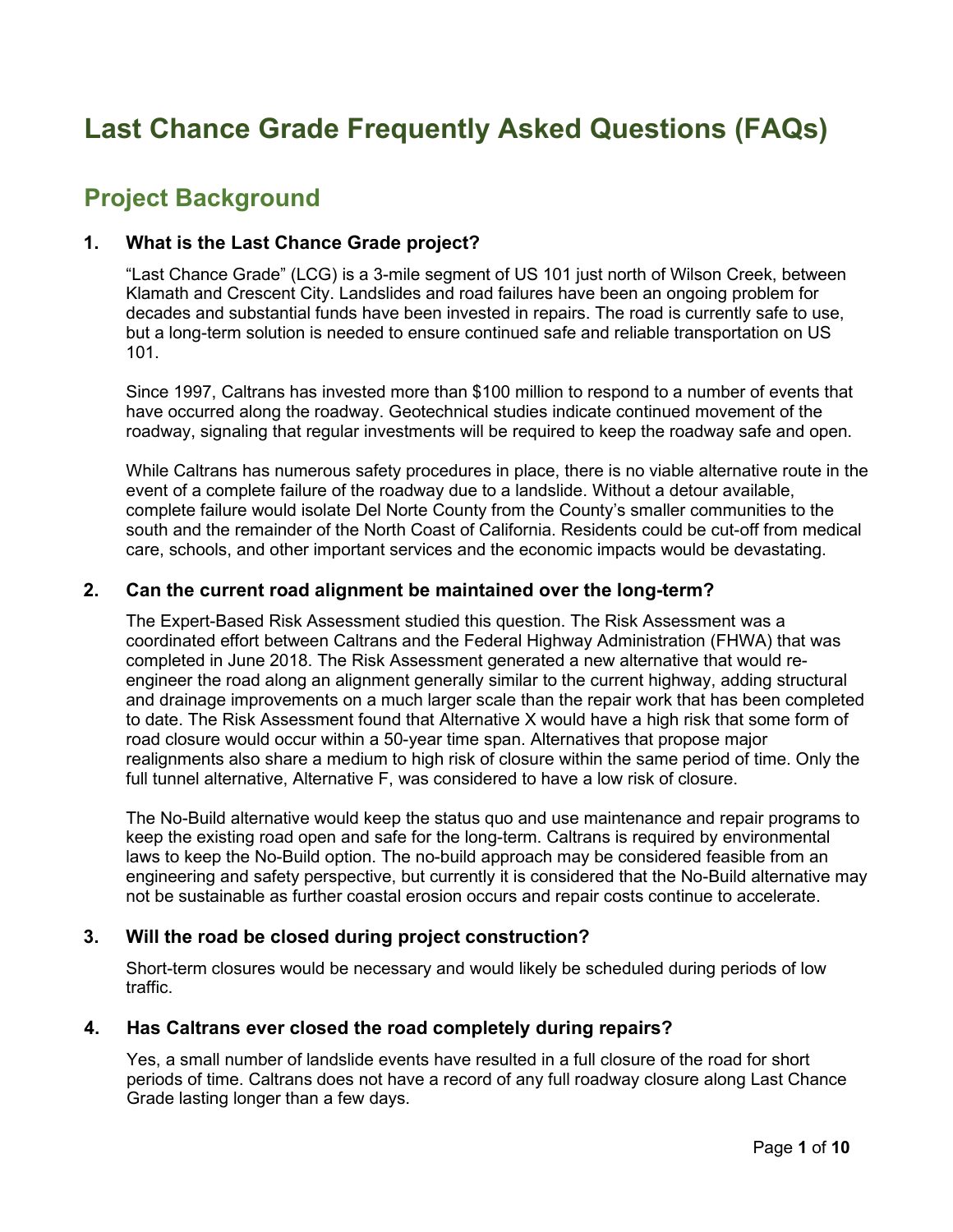# Last Chance Grade Frequently Asked Questions (FAQs)

## Project Background

### 1. What is the Last Chance Grade project?

"Last Chance Grade" (LCG) is a 3-mile segment of US 101 just north of Wilson Creek, between Klamath and Crescent City. Landslides and road failures have been an ongoing problem for decades and substantial funds have been invested in repairs. The road is currently safe to use, but a long-term solution is needed to ensure continued safe and reliable transportation on US 101.

Since 1997, Caltrans has invested more than $100 million to respond to a number of events that have occurred along the roadway. Geotechnical studies indicate continued movement of the roadway, signaling that regular investments will be required to keep the roadway safe and open.

While Caltrans has numerous safety procedures in place, there is no viable alternative route in the event of a complete failure of the roadway due to a landslide. Without a detour available, complete failure would isolate Del Norte County from the County's smaller communities to the south and the remainder of the North Coast of California. Residents could be cut-off from medical care, schools, and other important services and the economic impacts would be devastating.

### 2. Can the current road alignment be maintained over the long-term?

The Expert-Based Risk Assessment studied this question. The Risk Assessment was a coordinated effort between Caltrans and the Federal Highway Administration (FHWA) that was completed in June 2018. The Risk Assessment generated a new alternative that would re-engineer the road along an alignment generally similar to the current highway, adding structural and drainage improvements on a much larger scale than the repair work that has been completed to date. The Risk Assessment found that Alternative X would have a high risk that some form of road closure would occur within a 50-year time span. Alternatives that propose major realignments also share a medium to high risk of closure within the same period of time. Only the full tunnel alternative, Alternative F, was considered to have a low risk of closure.

The No-Build alternative would keep the status quo and use maintenance and repair programs to keep the existing road open and safe for the long-term. Caltrans is required by environmental laws to keep the No-Build option. The no-build approach may be considered feasible from an engineering and safety perspective, but currently it is considered that the No-Build alternative may not be sustainable as further coastal erosion occurs and repair costs continue to accelerate.

### 3. Will the road be closed during project construction?

Short-term closures would be necessary and would likely be scheduled during periods of low traffic.

### 4. Has Caltrans ever closed the road completely during repairs?

Yes, a small number of landslide events have resulted in a full closure of the road for short periods of time. Caltrans does not have a record of any full roadway closure along Last Chance Grade lasting longer than a few days.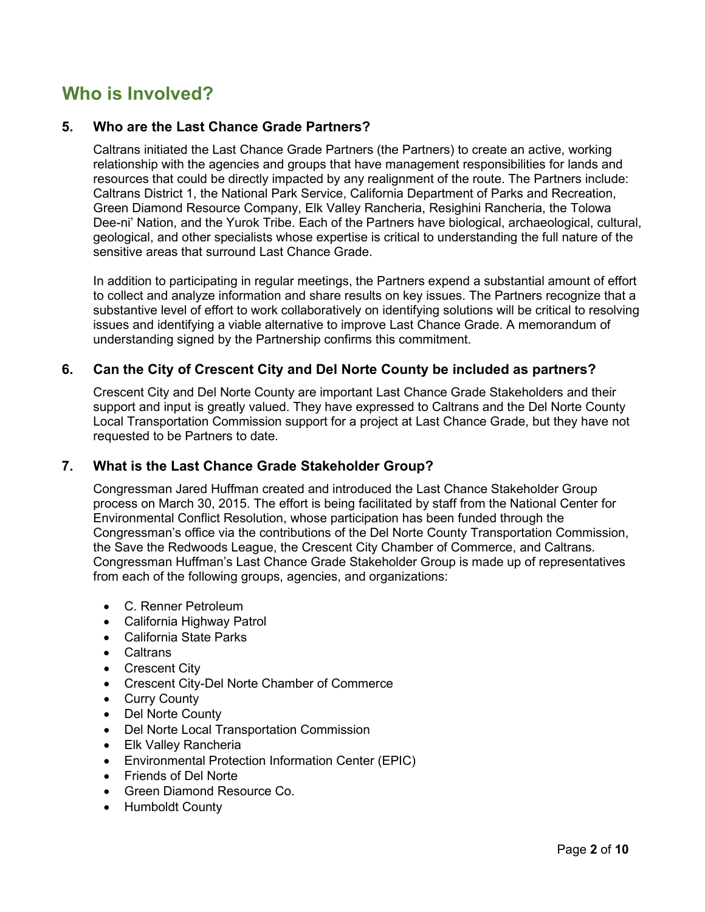## Who is Involved?

### 5. Who are the Last Chance Grade Partners?

Caltrans initiated the Last Chance Grade Partners (the Partners) to create an active, working relationship with the agencies and groups that have management responsibilities for lands and resources that could be directly impacted by any realignment of the route. The Partners include: Caltrans District 1, the National Park Service, California Department of Parks and Recreation, Green Diamond Resource Company, Elk Valley Rancheria, Resighini Rancheria, the Tolowa Dee-ni' Nation, and the Yurok Tribe. Each of the Partners have biological, archaeological, cultural, geological, and other specialists whose expertise is critical to understanding the full nature of the sensitive areas that surround Last Chance Grade.

In addition to participating in regular meetings, the Partners expend a substantial amount of effort to collect and analyze information and share results on key issues. The Partners recognize that a substantive level of effort to work collaboratively on identifying solutions will be critical to resolving issues and identifying a viable alternative to improve Last Chance Grade. A memorandum of understanding signed by the Partnership confirms this commitment.

### 6. Can the City of Crescent City and Del Norte County be included as partners?

Crescent City and Del Norte County are important Last Chance Grade Stakeholders and their support and input is greatly valued. They have expressed to Caltrans and the Del Norte County Local Transportation Commission support for a project at Last Chance Grade, but they have not requested to be Partners to date.

### 7. What is the Last Chance Grade Stakeholder Group?

Congressman Jared Huffman created and introduced the Last Chance Stakeholder Group process on March 30, 2015. The effort is being facilitated by staff from the National Center for Environmental Conflict Resolution, whose participation has been funded through the Congressman's office via the contributions of the Del Norte County Transportation Commission, the Save the Redwoods League, the Crescent City Chamber of Commerce, and Caltrans. Congressman Huffman's Last Chance Grade Stakeholder Group is made up of representatives from each of the following groups, agencies, and organizations:

- C. Renner Petroleum
- California Highway Patrol
- California State Parks
- Caltrans
- Crescent City
- Crescent City-Del Norte Chamber of Commerce
- Curry County
- Del Norte County
- Del Norte Local Transportation Commission
- Elk Valley Rancheria
- Environmental Protection Information Center (EPIC)
- Friends of Del Norte
- Green Diamond Resource Co.
- Humboldt County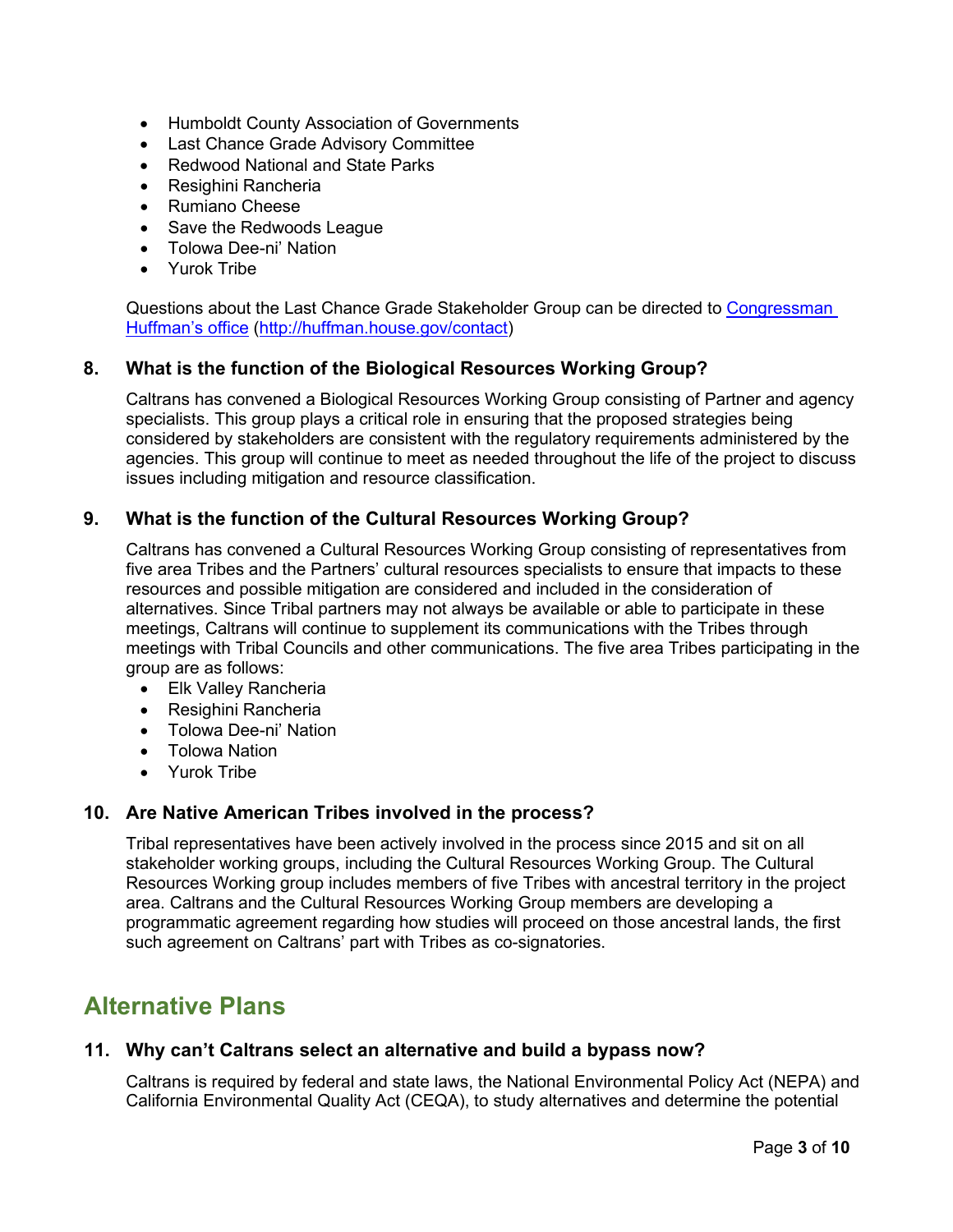- Humboldt County Association of Governments
- Last Chance Grade Advisory Committee
- Redwood National and State Parks
- Resighini Rancheria
- Rumiano Cheese
- Save the Redwoods League
- Tolowa Dee-ni' Nation
- Yurok Tribe

Questions about the Last Chance Grade Stakeholder Group can be directed to [Congressman Huffman's office](http://huffman.house.gov/contact) (http://huffman.house.gov/contact)

### 8. What is the function of the Biological Resources Working Group?

Caltrans has convened a Biological Resources Working Group consisting of Partner and agency specialists. This group plays a critical role in ensuring that the proposed strategies being considered by stakeholders are consistent with the regulatory requirements administered by the agencies. This group will continue to meet as needed throughout the life of the project to discuss issues including mitigation and resource classification.

### 9. What is the function of the Cultural Resources Working Group?

Caltrans has convened a Cultural Resources Working Group consisting of representatives from five area Tribes and the Partners' cultural resources specialists to ensure that impacts to these resources and possible mitigation are considered and included in the consideration of alternatives. Since Tribal partners may not always be available or able to participate in these meetings, Caltrans will continue to supplement its communications with the Tribes through meetings with Tribal Councils and other communications. The five area Tribes participating in the group are as follows:

- Elk Valley Rancheria
- Resighini Rancheria
- Tolowa Dee-ni' Nation
- Tolowa Nation
- Yurok Tribe

### 10. Are Native American Tribes involved in the process?

Tribal representatives have been actively involved in the process since 2015 and sit on all stakeholder working groups, including the Cultural Resources Working Group. The Cultural Resources Working group includes members of five Tribes with ancestral territory in the project area. Caltrans and the Cultural Resources Working Group members are developing a programmatic agreement regarding how studies will proceed on those ancestral lands, the first such agreement on Caltrans' part with Tribes as co-signatories.

## Alternative Plans

### 11. Why can't Caltrans select an alternative and build a bypass now?

Caltrans is required by federal and state laws, the National Environmental Policy Act (NEPA) and California Environmental Quality Act (CEQA), to study alternatives and determine the potential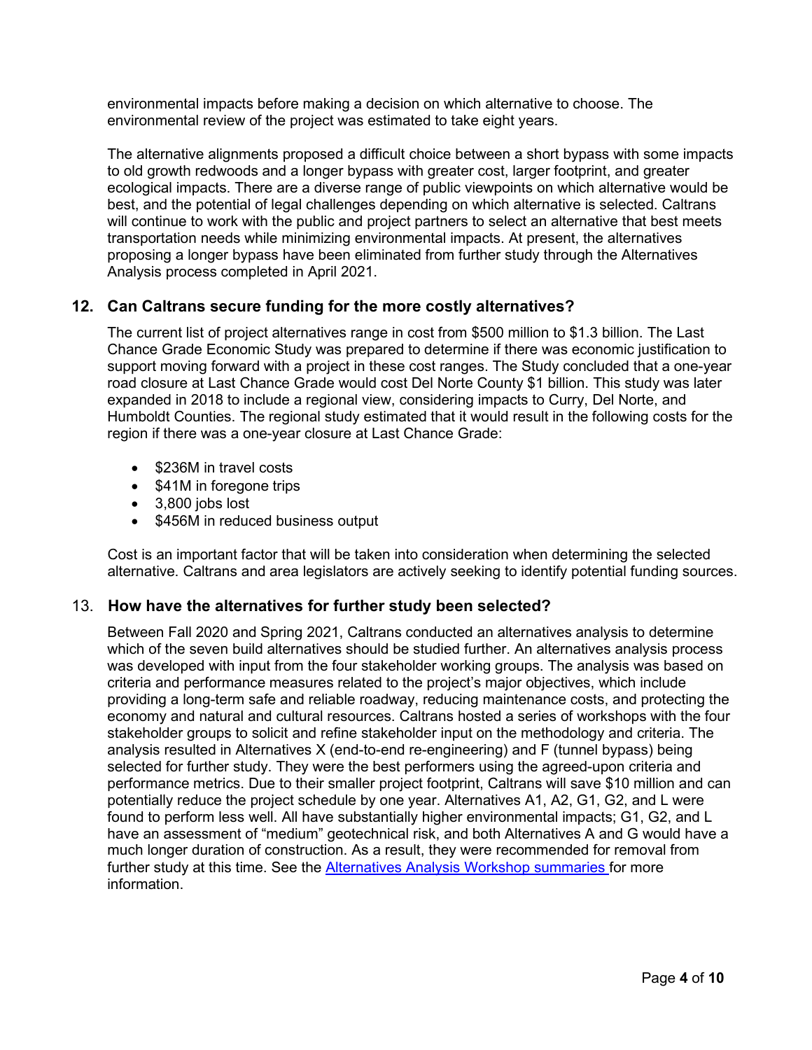environmental impacts before making a decision on which alternative to choose. The environmental review of the project was estimated to take eight years.

The alternative alignments proposed a difficult choice between a short bypass with some impacts to old growth redwoods and a longer bypass with greater cost, larger footprint, and greater ecological impacts. There are a diverse range of public viewpoints on which alternative would be best, and the potential of legal challenges depending on which alternative is selected. Caltrans will continue to work with the public and project partners to select an alternative that best meets transportation needs while minimizing environmental impacts. At present, the alternatives proposing a longer bypass have been eliminated from further study through the Alternatives Analysis process completed in April 2021.

## 12. Can Caltrans secure funding for the more costly alternatives?

The current list of project alternatives range in cost from $500 million to $1.3 billion. The Last Chance Grade Economic Study was prepared to determine if there was economic justification to support moving forward with a project in these cost ranges. The Study concluded that a one-year road closure at Last Chance Grade would cost Del Norte County $1 billion. This study was later expanded in 2018 to include a regional view, considering impacts to Curry, Del Norte, and Humboldt Counties. The regional study estimated that it would result in the following costs for the region if there was a one-year closure at Last Chance Grade:

- $236M in travel costs
- $41M in foregone trips
- 3,800 jobs lost
- $456M in reduced business output

Cost is an important factor that will be taken into consideration when determining the selected alternative. Caltrans and area legislators are actively seeking to identify potential funding sources.

## 13. How have the alternatives for further study been selected?

Between Fall 2020 and Spring 2021, Caltrans conducted an alternatives analysis to determine which of the seven build alternatives should be studied further. An alternatives analysis process was developed with input from the four stakeholder working groups. The analysis was based on criteria and performance measures related to the project's major objectives, which include providing a long-term safe and reliable roadway, reducing maintenance costs, and protecting the economy and natural and cultural resources. Caltrans hosted a series of workshops with the four stakeholder groups to solicit and refine stakeholder input on the methodology and criteria. The analysis resulted in Alternatives X (end-to-end re-engineering) and F (tunnel bypass) being selected for further study. They were the best performers using the agreed-upon criteria and performance metrics. Due to their smaller project footprint, Caltrans will save $10 million and can potentially reduce the project schedule by one year. Alternatives A1, A2, G1, G2, and L were found to perform less well. All have substantially higher environmental impacts; G1, G2, and L have an assessment of "medium" geotechnical risk, and both Alternatives A and G would have a much longer duration of construction. As a result, they were recommended for removal from further study at this time. See the [Alternatives Analysis Workshop summaries](#) for more information.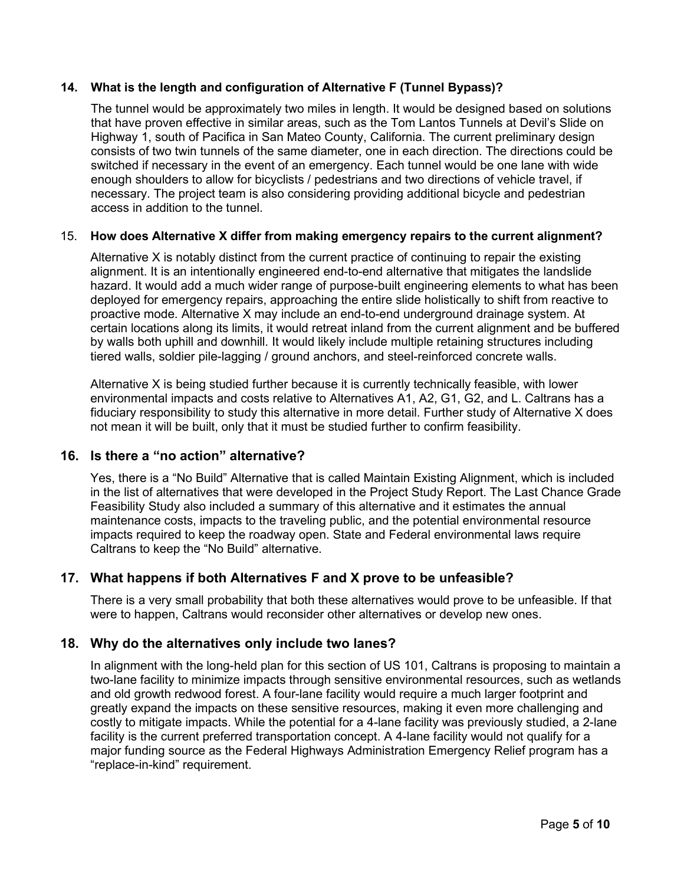**14. What is the length and configuration of Alternative F (Tunnel Bypass)?**

The tunnel would be approximately two miles in length. It would be designed based on solutions that have proven effective in similar areas, such as the Tom Lantos Tunnels at Devil's Slide on Highway 1, south of Pacifica in San Mateo County, California. The current preliminary design consists of two twin tunnels of the same diameter, one in each direction. The directions could be switched if necessary in the event of an emergency. Each tunnel would be one lane with wide enough shoulders to allow for bicyclists / pedestrians and two directions of vehicle travel, if necessary. The project team is also considering providing additional bicycle and pedestrian access in addition to the tunnel.

15. **How does Alternative X differ from making emergency repairs to the current alignment?**

Alternative X is notably distinct from the current practice of continuing to repair the existing alignment. It is an intentionally engineered end-to-end alternative that mitigates the landslide hazard. It would add a much wider range of purpose-built engineering elements to what has been deployed for emergency repairs, approaching the entire slide holistically to shift from reactive to proactive mode. Alternative X may include an end-to-end underground drainage system. At certain locations along its limits, it would retreat inland from the current alignment and be buffered by walls both uphill and downhill. It would likely include multiple retaining structures including tiered walls, soldier pile-lagging / ground anchors, and steel-reinforced concrete walls.

Alternative X is being studied further because it is currently technically feasible, with lower environmental impacts and costs relative to Alternatives A1, A2, G1, G2, and L. Caltrans has a fiduciary responsibility to study this alternative in more detail. Further study of Alternative X does not mean it will be built, only that it must be studied further to confirm feasibility.

## 16. Is there a "no action" alternative?

Yes, there is a "No Build" Alternative that is called Maintain Existing Alignment, which is included in the list of alternatives that were developed in the Project Study Report. The Last Chance Grade Feasibility Study also included a summary of this alternative and it estimates the annual maintenance costs, impacts to the traveling public, and the potential environmental resource impacts required to keep the roadway open. State and Federal environmental laws require Caltrans to keep the "No Build" alternative.

## 17. What happens if both Alternatives F and X prove to be unfeasible?

There is a very small probability that both these alternatives would prove to be unfeasible. If that were to happen, Caltrans would reconsider other alternatives or develop new ones.

## 18. Why do the alternatives only include two lanes?

In alignment with the long-held plan for this section of US 101, Caltrans is proposing to maintain a two-lane facility to minimize impacts through sensitive environmental resources, such as wetlands and old growth redwood forest. A four-lane facility would require a much larger footprint and greatly expand the impacts on these sensitive resources, making it even more challenging and costly to mitigate impacts. While the potential for a 4-lane facility was previously studied, a 2-lane facility is the current preferred transportation concept. A 4-lane facility would not qualify for a major funding source as the Federal Highways Administration Emergency Relief program has a "replace-in-kind" requirement.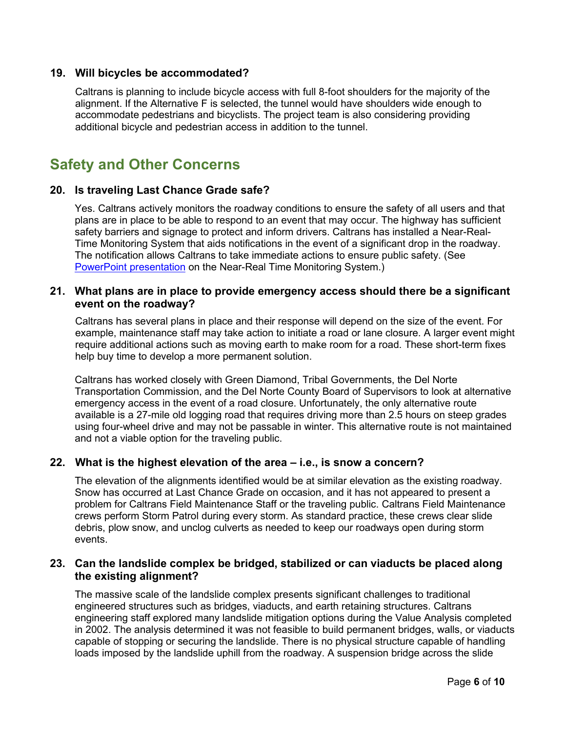### 19. Will bicycles be accommodated?

Caltrans is planning to include bicycle access with full 8-foot shoulders for the majority of the alignment. If the Alternative F is selected, the tunnel would have shoulders wide enough to accommodate pedestrians and bicyclists. The project team is also considering providing additional bicycle and pedestrian access in addition to the tunnel.

## Safety and Other Concerns

### 20. Is traveling Last Chance Grade safe?

Yes. Caltrans actively monitors the roadway conditions to ensure the safety of all users and that plans are in place to be able to respond to an event that may occur. The highway has sufficient safety barriers and signage to protect and inform drivers. Caltrans has installed a Near-Real-Time Monitoring System that aids notifications in the event of a significant drop in the roadway. The notification allows Caltrans to take immediate actions to ensure public safety. (See PowerPoint presentation on the Near-Real Time Monitoring System.)

### 21. What plans are in place to provide emergency access should there be a significant event on the roadway?

Caltrans has several plans in place and their response will depend on the size of the event. For example, maintenance staff may take action to initiate a road or lane closure. A larger event might require additional actions such as moving earth to make room for a road. These short-term fixes help buy time to develop a more permanent solution.

Caltrans has worked closely with Green Diamond, Tribal Governments, the Del Norte Transportation Commission, and the Del Norte County Board of Supervisors to look at alternative emergency access in the event of a road closure. Unfortunately, the only alternative route available is a 27-mile old logging road that requires driving more than 2.5 hours on steep grades using four-wheel drive and may not be passable in winter. This alternative route is not maintained and not a viable option for the traveling public.

### 22. What is the highest elevation of the area – i.e., is snow a concern?

The elevation of the alignments identified would be at similar elevation as the existing roadway. Snow has occurred at Last Chance Grade on occasion, and it has not appeared to present a problem for Caltrans Field Maintenance Staff or the traveling public. Caltrans Field Maintenance crews perform Storm Patrol during every storm. As standard practice, these crews clear slide debris, plow snow, and unclog culverts as needed to keep our roadways open during storm events.

### 23. Can the landslide complex be bridged, stabilized or can viaducts be placed along the existing alignment?

The massive scale of the landslide complex presents significant challenges to traditional engineered structures such as bridges, viaducts, and earth retaining structures. Caltrans engineering staff explored many landslide mitigation options during the Value Analysis completed in 2002. The analysis determined it was not feasible to build permanent bridges, walls, or viaducts capable of stopping or securing the landslide. There is no physical structure capable of handling loads imposed by the landslide uphill from the roadway. A suspension bridge across the slide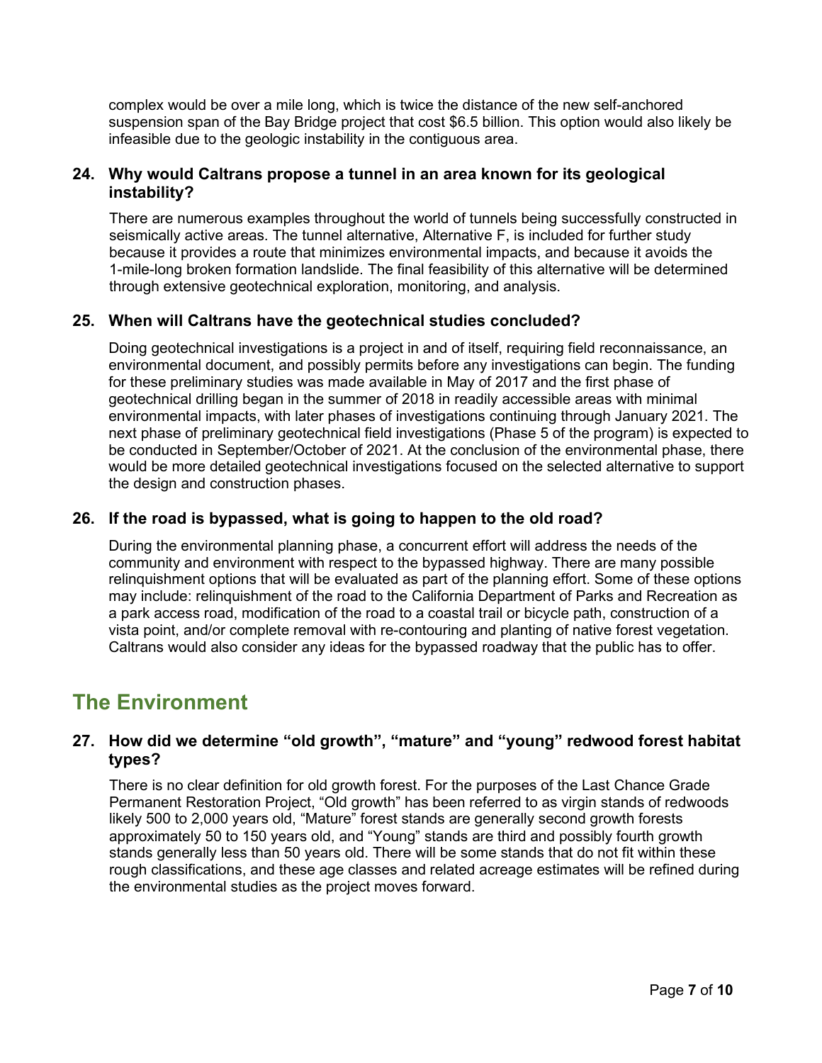complex would be over a mile long, which is twice the distance of the new self-anchored suspension span of the Bay Bridge project that cost $6.5 billion. This option would also likely be infeasible due to the geologic instability in the contiguous area.

### 24. Why would Caltrans propose a tunnel in an area known for its geological instability?

There are numerous examples throughout the world of tunnels being successfully constructed in seismically active areas. The tunnel alternative, Alternative F, is included for further study because it provides a route that minimizes environmental impacts, and because it avoids the 1-mile-long broken formation landslide. The final feasibility of this alternative will be determined through extensive geotechnical exploration, monitoring, and analysis.

### 25. When will Caltrans have the geotechnical studies concluded?

Doing geotechnical investigations is a project in and of itself, requiring field reconnaissance, an environmental document, and possibly permits before any investigations can begin. The funding for these preliminary studies was made available in May of 2017 and the first phase of geotechnical drilling began in the summer of 2018 in readily accessible areas with minimal environmental impacts, with later phases of investigations continuing through January 2021. The next phase of preliminary geotechnical field investigations (Phase 5 of the program) is expected to be conducted in September/October of 2021. At the conclusion of the environmental phase, there would be more detailed geotechnical investigations focused on the selected alternative to support the design and construction phases.

### 26. If the road is bypassed, what is going to happen to the old road?

During the environmental planning phase, a concurrent effort will address the needs of the community and environment with respect to the bypassed highway. There are many possible relinquishment options that will be evaluated as part of the planning effort. Some of these options may include: relinquishment of the road to the California Department of Parks and Recreation as a park access road, modification of the road to a coastal trail or bicycle path, construction of a vista point, and/or complete removal with re-contouring and planting of native forest vegetation. Caltrans would also consider any ideas for the bypassed roadway that the public has to offer.

## The Environment

### 27. How did we determine "old growth", "mature" and "young" redwood forest habitat types?

There is no clear definition for old growth forest. For the purposes of the Last Chance Grade Permanent Restoration Project, "Old growth" has been referred to as virgin stands of redwoods likely 500 to 2,000 years old, "Mature" forest stands are generally second growth forests approximately 50 to 150 years old, and "Young" stands are third and possibly fourth growth stands generally less than 50 years old. There will be some stands that do not fit within these rough classifications, and these age classes and related acreage estimates will be refined during the environmental studies as the project moves forward.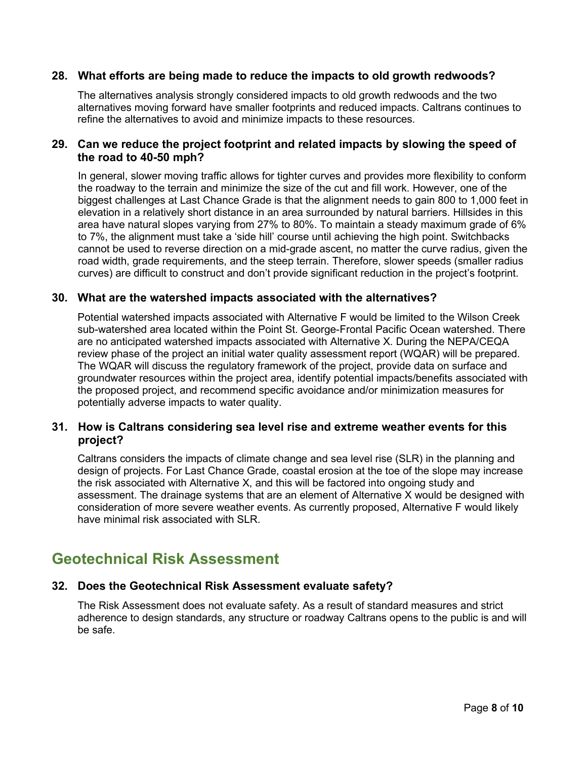### 28. What efforts are being made to reduce the impacts to old growth redwoods?

The alternatives analysis strongly considered impacts to old growth redwoods and the two alternatives moving forward have smaller footprints and reduced impacts. Caltrans continues to refine the alternatives to avoid and minimize impacts to these resources.

### 29. Can we reduce the project footprint and related impacts by slowing the speed of the road to 40-50 mph?

In general, slower moving traffic allows for tighter curves and provides more flexibility to conform the roadway to the terrain and minimize the size of the cut and fill work. However, one of the biggest challenges at Last Chance Grade is that the alignment needs to gain 800 to 1,000 feet in elevation in a relatively short distance in an area surrounded by natural barriers. Hillsides in this area have natural slopes varying from 27% to 80%. To maintain a steady maximum grade of 6% to 7%, the alignment must take a 'side hill' course until achieving the high point. Switchbacks cannot be used to reverse direction on a mid-grade ascent, no matter the curve radius, given the road width, grade requirements, and the steep terrain. Therefore, slower speeds (smaller radius curves) are difficult to construct and don't provide significant reduction in the project's footprint.

### 30. What are the watershed impacts associated with the alternatives?

Potential watershed impacts associated with Alternative F would be limited to the Wilson Creek sub-watershed area located within the Point St. George-Frontal Pacific Ocean watershed. There are no anticipated watershed impacts associated with Alternative X. During the NEPA/CEQA review phase of the project an initial water quality assessment report (WQAR) will be prepared. The WQAR will discuss the regulatory framework of the project, provide data on surface and groundwater resources within the project area, identify potential impacts/benefits associated with the proposed project, and recommend specific avoidance and/or minimization measures for potentially adverse impacts to water quality.

### 31. How is Caltrans considering sea level rise and extreme weather events for this project?

Caltrans considers the impacts of climate change and sea level rise (SLR) in the planning and design of projects. For Last Chance Grade, coastal erosion at the toe of the slope may increase the risk associated with Alternative X, and this will be factored into ongoing study and assessment. The drainage systems that are an element of Alternative X would be designed with consideration of more severe weather events. As currently proposed, Alternative F would likely have minimal risk associated with SLR.

## Geotechnical Risk Assessment

### 32. Does the Geotechnical Risk Assessment evaluate safety?

The Risk Assessment does not evaluate safety. As a result of standard measures and strict adherence to design standards, any structure or roadway Caltrans opens to the public is and will be safe.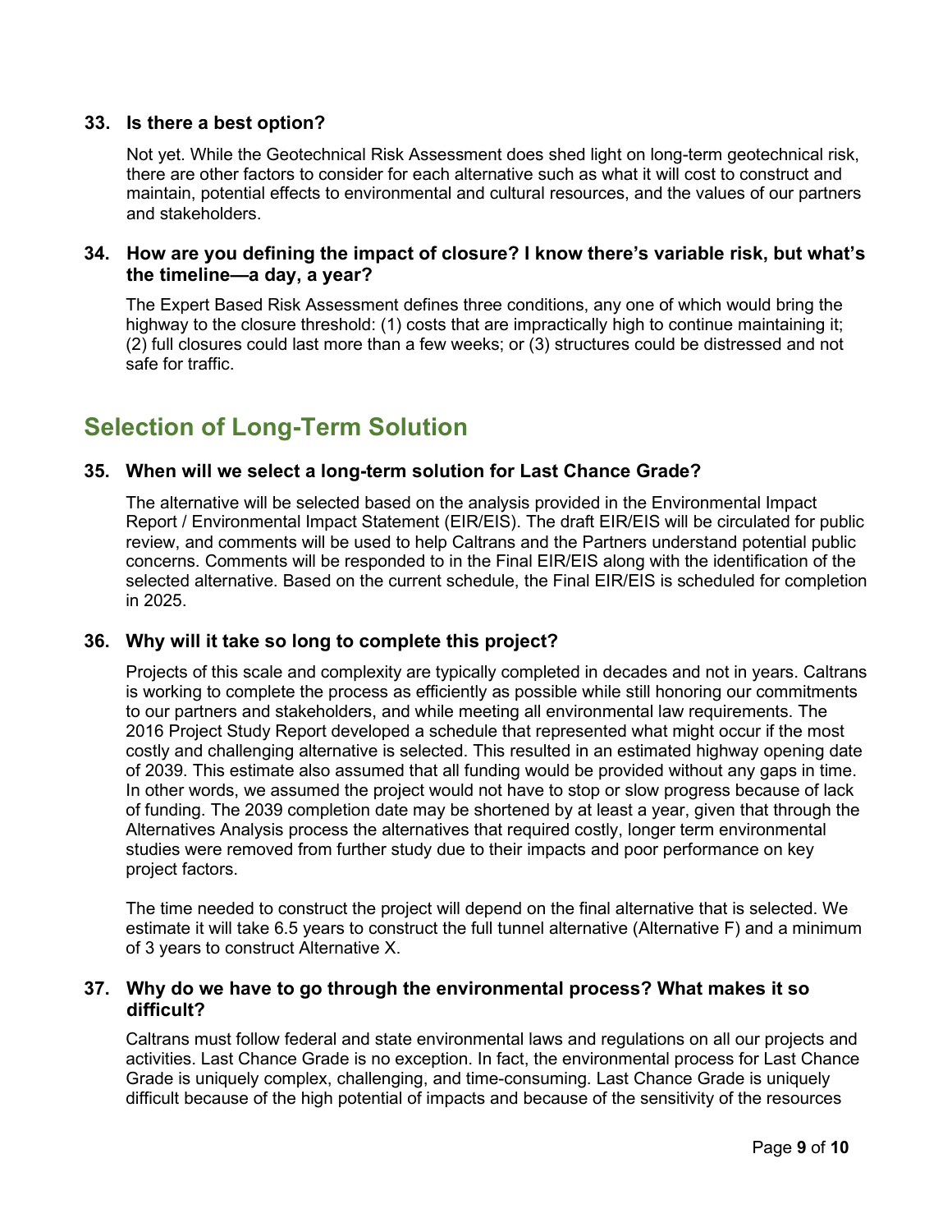### 33. Is there a best option?

Not yet. While the Geotechnical Risk Assessment does shed light on long-term geotechnical risk, there are other factors to consider for each alternative such as what it will cost to construct and maintain, potential effects to environmental and cultural resources, and the values of our partners and stakeholders.

### 34. How are you defining the impact of closure? I know there's variable risk, but what's the timeline—a day, a year?

The Expert Based Risk Assessment defines three conditions, any one of which would bring the highway to the closure threshold: (1) costs that are impractically high to continue maintaining it; (2) full closures could last more than a few weeks; or (3) structures could be distressed and not safe for traffic.

## Selection of Long-Term Solution

### 35. When will we select a long-term solution for Last Chance Grade?

The alternative will be selected based on the analysis provided in the Environmental Impact Report / Environmental Impact Statement (EIR/EIS). The draft EIR/EIS will be circulated for public review, and comments will be used to help Caltrans and the Partners understand potential public concerns. Comments will be responded to in the Final EIR/EIS along with the identification of the selected alternative. Based on the current schedule, the Final EIR/EIS is scheduled for completion in 2025.

### 36. Why will it take so long to complete this project?

Projects of this scale and complexity are typically completed in decades and not in years. Caltrans is working to complete the process as efficiently as possible while still honoring our commitments to our partners and stakeholders, and while meeting all environmental law requirements. The 2016 Project Study Report developed a schedule that represented what might occur if the most costly and challenging alternative is selected. This resulted in an estimated highway opening date of 2039. This estimate also assumed that all funding would be provided without any gaps in time. In other words, we assumed the project would not have to stop or slow progress because of lack of funding. The 2039 completion date may be shortened by at least a year, given that through the Alternatives Analysis process the alternatives that required costly, longer term environmental studies were removed from further study due to their impacts and poor performance on key project factors.

The time needed to construct the project will depend on the final alternative that is selected. We estimate it will take 6.5 years to construct the full tunnel alternative (Alternative F) and a minimum of 3 years to construct Alternative X.

### 37. Why do we have to go through the environmental process? What makes it so difficult?

Caltrans must follow federal and state environmental laws and regulations on all our projects and activities. Last Chance Grade is no exception. In fact, the environmental process for Last Chance Grade is uniquely complex, challenging, and time-consuming. Last Chance Grade is uniquely difficult because of the high potential of impacts and because of the sensitivity of the resources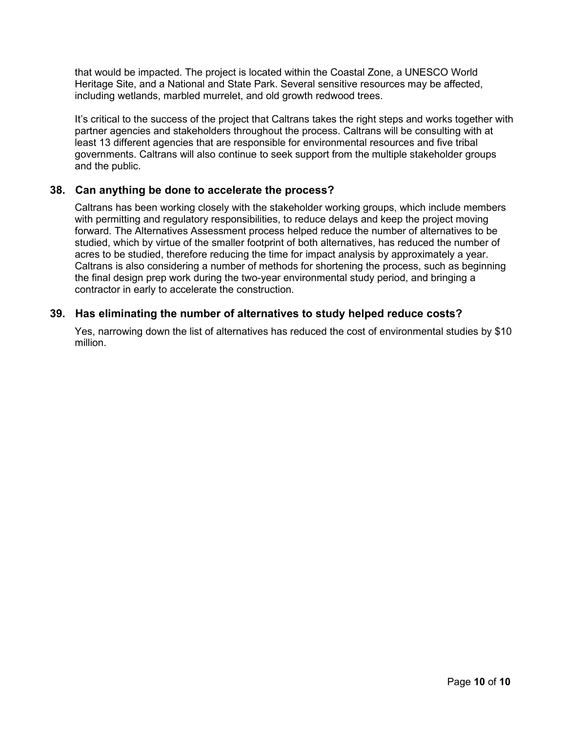that would be impacted. The project is located within the Coastal Zone, a UNESCO World Heritage Site, and a National and State Park. Several sensitive resources may be affected, including wetlands, marbled murrelet, and old growth redwood trees.

It's critical to the success of the project that Caltrans takes the right steps and works together with partner agencies and stakeholders throughout the process. Caltrans will be consulting with at least 13 different agencies that are responsible for environmental resources and five tribal governments. Caltrans will also continue to seek support from the multiple stakeholder groups and the public.

### 38. Can anything be done to accelerate the process?

Caltrans has been working closely with the stakeholder working groups, which include members with permitting and regulatory responsibilities, to reduce delays and keep the project moving forward. The Alternatives Assessment process helped reduce the number of alternatives to be studied, which by virtue of the smaller footprint of both alternatives, has reduced the number of acres to be studied, therefore reducing the time for impact analysis by approximately a year. Caltrans is also considering a number of methods for shortening the process, such as beginning the final design prep work during the two-year environmental study period, and bringing a contractor in early to accelerate the construction.

### 39. Has eliminating the number of alternatives to study helped reduce costs?

Yes, narrowing down the list of alternatives has reduced the cost of environmental studies by $10 million.